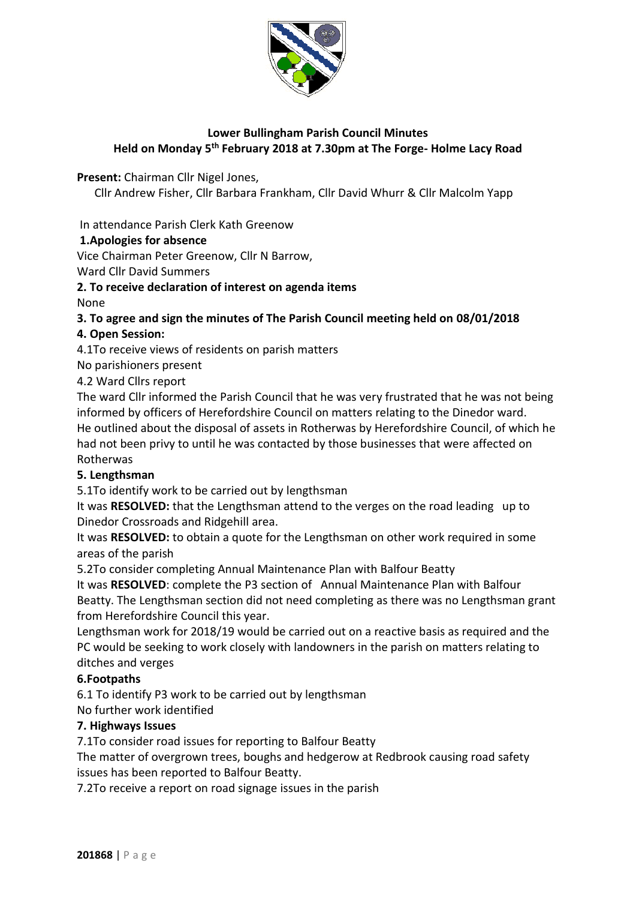## Lower Bullingham Parish Council Minutes
## Held on Monday 5th February 2018 at 7.30pm at The Forge- Holme Lacy Road

**Present:** Chairman Cllr Nigel Jones,

Cllr Andrew Fisher, Cllr Barbara Frankham, Cllr David Whurr & Cllr Malcolm Yapp

In attendance Parish Clerk Kath Greenow

**1.Apologies for absence**

Vice Chairman Peter Greenow, Cllr N Barrow,

Ward Cllr David Summers

**2. To receive declaration of interest on agenda items**

None

**3. To agree and sign the minutes of The Parish Council meeting held on 08/01/2018**

**4. Open Session:**

4.1To receive views of residents on parish matters

No parishioners present

4.2 Ward Cllrs report

The ward Cllr informed the Parish Council that he was very frustrated that he was not being informed by officers of Herefordshire Council on matters relating to the Dinedor ward. He outlined about the disposal of assets in Rotherwas by Herefordshire Council, of which he had not been privy to until he was contacted by those businesses that were affected on Rotherwas

**5. Lengthsman**

5.1To identify work to be carried out by lengthsman

It was **RESOLVED:** that the Lengthsman attend to the verges on the road leading up to Dinedor Crossroads and Ridgehill area.

It was **RESOLVED:** to obtain a quote for the Lengthsman on other work required in some areas of the parish

5.2To consider completing Annual Maintenance Plan with Balfour Beatty

It was **RESOLVED**: complete the P3 section of Annual Maintenance Plan with Balfour Beatty. The Lengthsman section did not need completing as there was no Lengthsman grant from Herefordshire Council this year.

Lengthsman work for 2018/19 would be carried out on a reactive basis as required and the PC would be seeking to work closely with landowners in the parish on matters relating to ditches and verges

**6.Footpaths**

6.1 To identify P3 work to be carried out by lengthsman

No further work identified

**7. Highways Issues**

7.1To consider road issues for reporting to Balfour Beatty

The matter of overgrown trees, boughs and hedgerow at Redbrook causing road safety issues has been reported to Balfour Beatty.

7.2To receive a report on road signage issues in the parish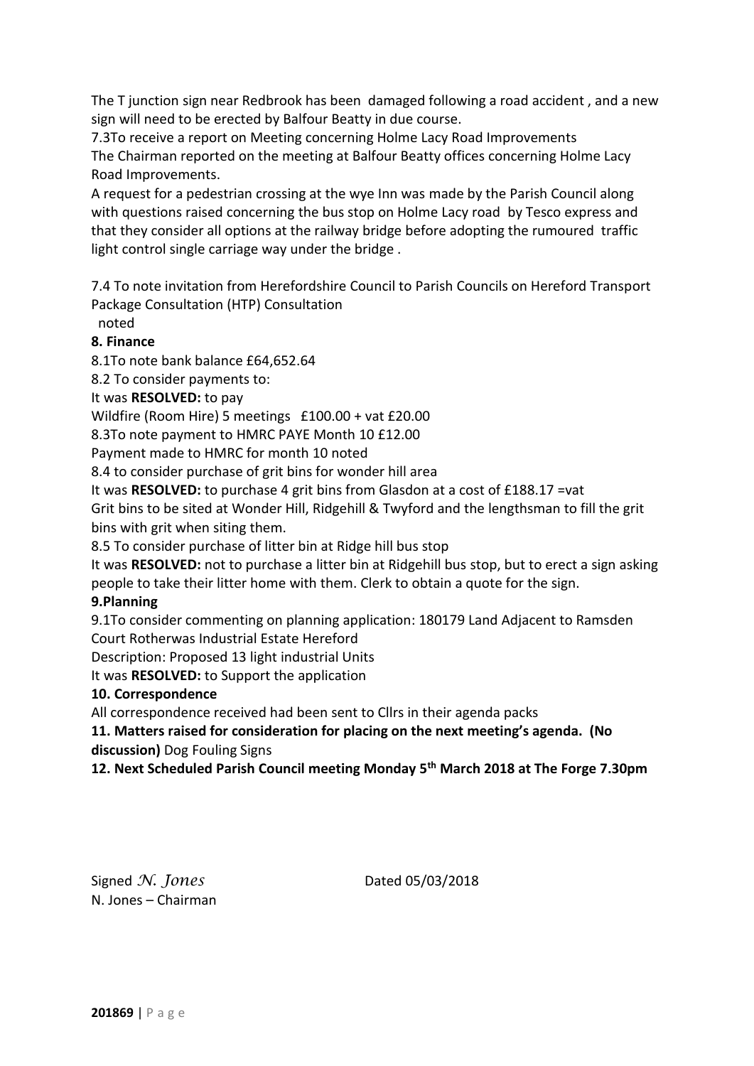The T junction sign near Redbrook has been damaged following a road accident , and a new sign will need to be erected by Balfour Beatty in due course.

7.3To receive a report on Meeting concerning Holme Lacy Road Improvements
The Chairman reported on the meeting at Balfour Beatty offices concerning Holme Lacy Road Improvements.

A request for a pedestrian crossing at the wye Inn was made by the Parish Council along with questions raised concerning the bus stop on Holme Lacy road by Tesco express and that they consider all options at the railway bridge before adopting the rumoured traffic light control single carriage way under the bridge .

7.4 To note invitation from Herefordshire Council to Parish Councils on Hereford Transport Package Consultation (HTP) Consultation
noted

**8. Finance**

8.1To note bank balance £64,652.64

8.2 To consider payments to:

It was **RESOLVED:** to pay

Wildfire (Room Hire) 5 meetings £100.00 + vat £20.00

8.3To note payment to HMRC PAYE Month 10 £12.00

Payment made to HMRC for month 10 noted

8.4 to consider purchase of grit bins for wonder hill area

It was **RESOLVED:** to purchase 4 grit bins from Glasdon at a cost of £188.17 =vat

Grit bins to be sited at Wonder Hill, Ridgehill & Twyford and the lengthsman to fill the grit bins with grit when siting them.

8.5 To consider purchase of litter bin at Ridge hill bus stop

It was **RESOLVED:** not to purchase a litter bin at Ridgehill bus stop, but to erect a sign asking people to take their litter home with them. Clerk to obtain a quote for the sign.

**9.Planning**

9.1To consider commenting on planning application: 180179 Land Adjacent to Ramsden Court Rotherwas Industrial Estate Hereford

Description: Proposed 13 light industrial Units

It was **RESOLVED:** to Support the application

**10. Correspondence**

All correspondence received had been sent to Cllrs in their agenda packs

**11. Matters raised for consideration for placing on the next meeting's agenda. (No discussion)** Dog Fouling Signs

**12. Next Scheduled Parish Council meeting Monday 5th March 2018 at The Forge 7.30pm**

Signed *N. Jones* Dated 05/03/2018

N. Jones – Chairman